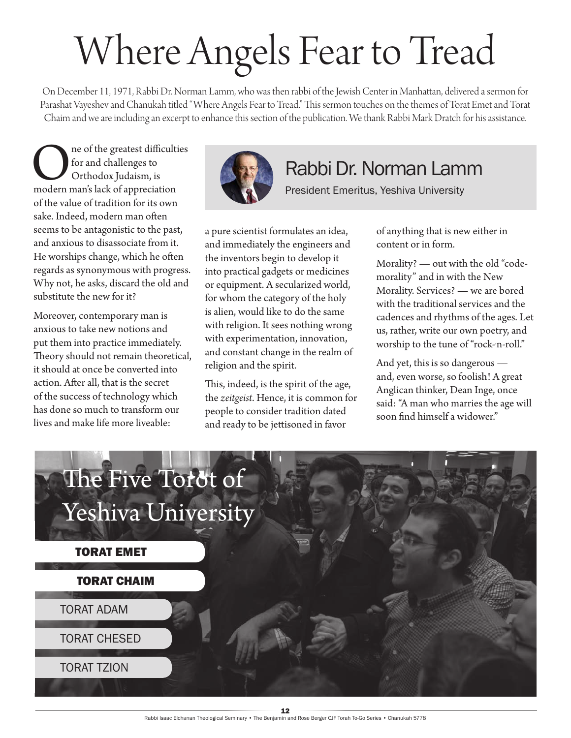# Where Angels Fear to Tread

On December 11, 1971, Rabbi Dr. Norman Lamm, who was then rabbi of the Jewish Center in Manhattan, delivered a sermon for Parashat Vayeshev and Chanukah titled "Where Angels Fear to Tread." This sermon touches on the themes of Torat Emet and Torat Chaim and we are including an excerpt to enhance this section of the publication. We thank Rabbi Mark Dratch for his assistance.

## Rabbi Dr. Norman Lamm

President Emeritus, Yeshiva University

One of the greatest difficulties for and challenges to Orthodox Judaism, is modern man's lack of appreciation of the value of tradition for its own sake. Indeed, modern man often seems to be antagonistic to the past, and anxious to disassociate from it. He worships change, which he often regards as synonymous with progress. Why not, he asks, discard the old and substitute the new for it?

Moreover, contemporary man is anxious to take new notions and put them into practice immediately. Theory should not remain theoretical, it should at once be converted into action. After all, that is the secret of the success of technology which has done so much to transform our lives and make life more liveable: a pure scientist formulates an idea, and immediately the engineers and the inventors begin to develop it into practical gadgets or medicines or equipment. A secularized world, for whom the category of the holy is alien, would like to do the same with religion. It sees nothing wrong with experimentation, innovation, and constant change in the realm of religion and the spirit.

This, indeed, is the spirit of the age, the *zeitgeist*. Hence, it is common for people to consider tradition dated and ready to be jettisoned in favor of anything that is new either in content or in form.

Morality? — out with the old "code-morality" and in with the New Morality. Services? — we are bored with the traditional services and the cadences and rhythms of the ages. Let us, rather, write our own poetry, and worship to the tune of "rock-'n-roll."

And yet, this is so dangerous — and, even worse, so foolish! A great Anglican thinker, Dean Inge, once said: "A man who marries the age will soon find himself a widower."

## The Five Torot of Yeshiva University

- **TORAT EMET**
- **TORAT CHAIM**
- TORAT ADAM
- TORAT CHESED
- TORAT TZION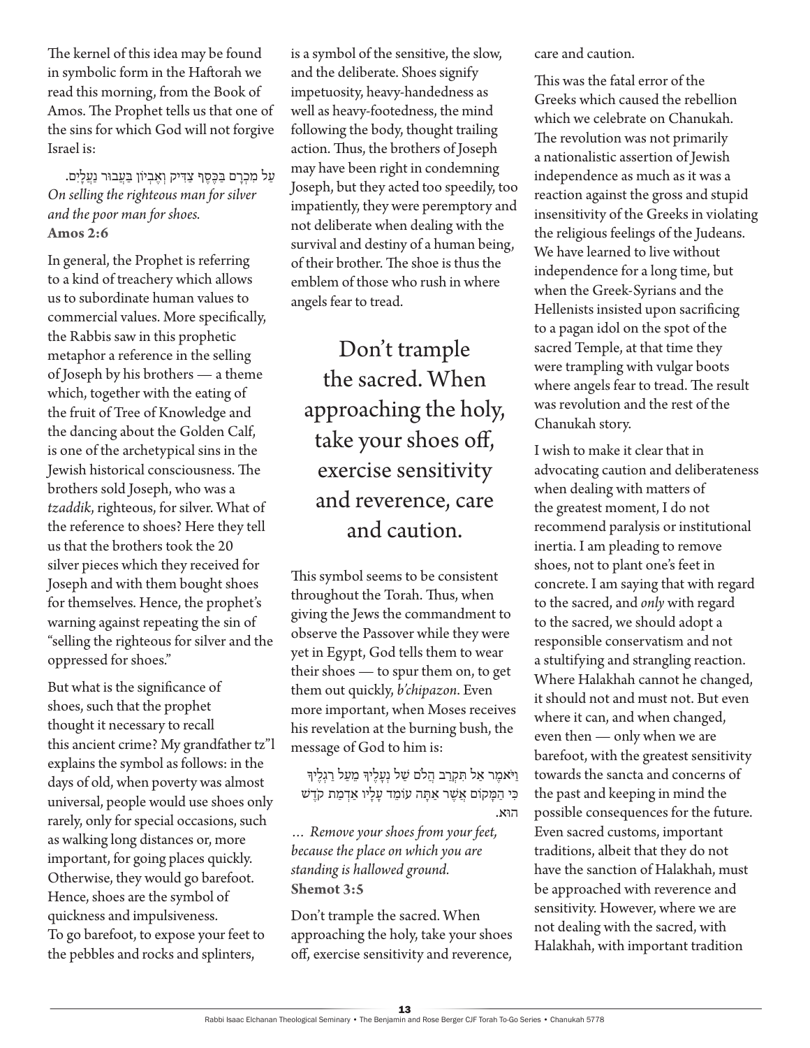The kernel of this idea may be found in symbolic form in the Haftorah we read this morning, from the Book of Amos. The Prophet tells us that one of the sins for which God will not forgive Israel is:

עַל מִכְרָם בַּכֶּסֶף צַדִּיק וְאֶבְיוֹן בַּעֲבוּר נַעֲלָיִם.
*On selling the righteous man for silver and the poor man for shoes.*
**Amos 2:6**

In general, the Prophet is referring to a kind of treachery which allows us to subordinate human values to commercial values. More specifically, the Rabbis saw in this prophetic metaphor a reference in the selling of Joseph by his brothers — a theme which, together with the eating of the fruit of Tree of Knowledge and the dancing about the Golden Calf, is one of the archetypical sins in the Jewish historical consciousness. The brothers sold Joseph, who was a *tzaddik*, righteous, for silver. What of the reference to shoes? Here they tell us that the brothers took the 20 silver pieces which they received for Joseph and with them bought shoes for themselves. Hence, the prophet's warning against repeating the sin of "selling the righteous for silver and the oppressed for shoes."

But what is the significance of shoes, such that the prophet thought it necessary to recall this ancient crime? My grandfather tz"l explains the symbol as follows: in the days of old, when poverty was almost universal, people would use shoes only rarely, only for special occasions, such as walking long distances or, more important, for going places quickly. Otherwise, they would go barefoot. Hence, shoes are the symbol of quickness and impulsiveness. To go barefoot, to expose your feet to the pebbles and rocks and splinters, is a symbol of the sensitive, the slow, and the deliberate. Shoes signify impetuosity, heavy-handedness as well as heavy-footedness, the mind following the body, thought trailing action. Thus, the brothers of Joseph may have been right in condemning Joseph, but they acted too speedily, too impatiently, they were peremptory and not deliberate when dealing with the survival and destiny of a human being, of their brother. The shoe is thus the emblem of those who rush in where angels fear to tread.

> Don't trample the sacred. When approaching the holy, take your shoes off, exercise sensitivity and reverence, care and caution.

This symbol seems to be consistent throughout the Torah. Thus, when giving the Jews the commandment to observe the Passover while they were yet in Egypt, God tells them to wear their shoes — to spur them on, to get them out quickly, *b'chipazon*. Even more important, when Moses receives his revelation at the burning bush, the message of God to him is:

וַיֹּאמֶר אַל תִּקְרַב הֲלֹם שַׁל נְעָלֶיךָ מֵעַל רַגְלֶיךָ כִּי הַמָּקוֹם אֲשֶׁר אַתָּה עוֹמֵד עָלָיו אַדְמַת קֹדֶשׁ הוּא.
*… Remove your shoes from your feet, because the place on which you are standing is hallowed ground.*
**Shemot 3:5**

Don't trample the sacred. When approaching the holy, take your shoes off, exercise sensitivity and reverence, care and caution.

This was the fatal error of the Greeks which caused the rebellion which we celebrate on Chanukah. The revolution was not primarily a nationalistic assertion of Jewish independence as much as it was a reaction against the gross and stupid insensitivity of the Greeks in violating the religious feelings of the Judeans. We have learned to live without independence for a long time, but when the Greek-Syrians and the Hellenists insisted upon sacrificing to a pagan idol on the spot of the sacred Temple, at that time they were trampling with vulgar boots where angels fear to tread. The result was revolution and the rest of the Chanukah story.

I wish to make it clear that in advocating caution and deliberateness when dealing with matters of the greatest moment, I do not recommend paralysis or institutional inertia. I am pleading to remove shoes, not to plant one's feet in concrete. I am saying that with regard to the sacred, and *only* with regard to the sacred, we should adopt a responsible conservatism and not a stultifying and strangling reaction. Where Halakhah cannot he changed, it should not and must not. But even where it can, and when changed, even then — only when we are barefoot, with the greatest sensitivity towards the sancta and concerns of the past and keeping in mind the possible consequences for the future. Even sacred customs, important traditions, albeit that they do not have the sanction of Halakhah, must be approached with reverence and sensitivity. However, where we are not dealing with the sacred, with Halakhah, with important tradition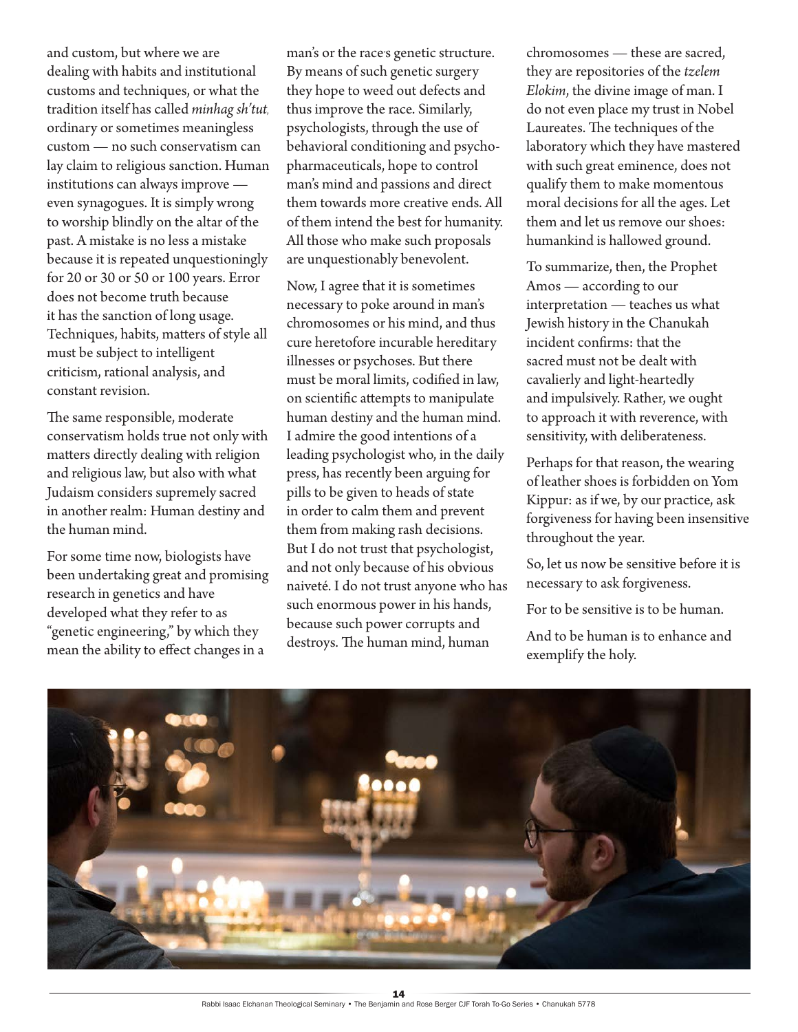and custom, but where we are dealing with habits and institutional customs and techniques, or what the tradition itself has called *minhag sh'tut*, ordinary or sometimes meaningless custom — no such conservatism can lay claim to religious sanction. Human institutions can always improve — even synagogues. It is simply wrong to worship blindly on the altar of the past. A mistake is no less a mistake because it is repeated unquestioningly for 20 or 30 or 50 or 100 years. Error does not become truth because it has the sanction of long usage. Techniques, habits, matters of style all must be subject to intelligent criticism, rational analysis, and constant revision.

The same responsible, moderate conservatism holds true not only with matters directly dealing with religion and religious law, but also with what Judaism considers supremely sacred in another realm: Human destiny and the human mind.

For some time now, biologists have been undertaking great and promising research in genetics and have developed what they refer to as "genetic engineering," by which they mean the ability to effect changes in a man's or the race's genetic structure. By means of such genetic surgery they hope to weed out defects and thus improve the race. Similarly, psychologists, through the use of behavioral conditioning and psycho-pharmaceuticals, hope to control man's mind and passions and direct them towards more creative ends. All of them intend the best for humanity. All those who make such proposals are unquestionably benevolent.

Now, I agree that it is sometimes necessary to poke around in man's chromosomes or his mind, and thus cure heretofore incurable hereditary illnesses or psychoses. But there must be moral limits, codified in law, on scientific attempts to manipulate human destiny and the human mind. I admire the good intentions of a leading psychologist who, in the daily press, has recently been arguing for pills to be given to heads of state in order to calm them and prevent them from making rash decisions. But I do not trust that psychologist, and not only because of his obvious naiveté. I do not trust anyone who has such enormous power in his hands, because such power corrupts and destroys. The human mind, human chromosomes — these are sacred, they are repositories of the *tzelem Elokim*, the divine image of man. I do not even place my trust in Nobel Laureates. The techniques of the laboratory which they have mastered with such great eminence, does not qualify them to make momentous moral decisions for all the ages. Let them and let us remove our shoes: humankind is hallowed ground.

To summarize, then, the Prophet Amos — according to our interpretation — teaches us what Jewish history in the Chanukah incident confirms: that the sacred must not be dealt with cavalierly and light-heartedly and impulsively. Rather, we ought to approach it with reverence, with sensitivity, with deliberateness.

Perhaps for that reason, the wearing of leather shoes is forbidden on Yom Kippur: as if we, by our practice, ask forgiveness for having been insensitive throughout the year.

So, let us now be sensitive before it is necessary to ask forgiveness.

For to be sensitive is to be human.

And to be human is to enhance and exemplify the holy.